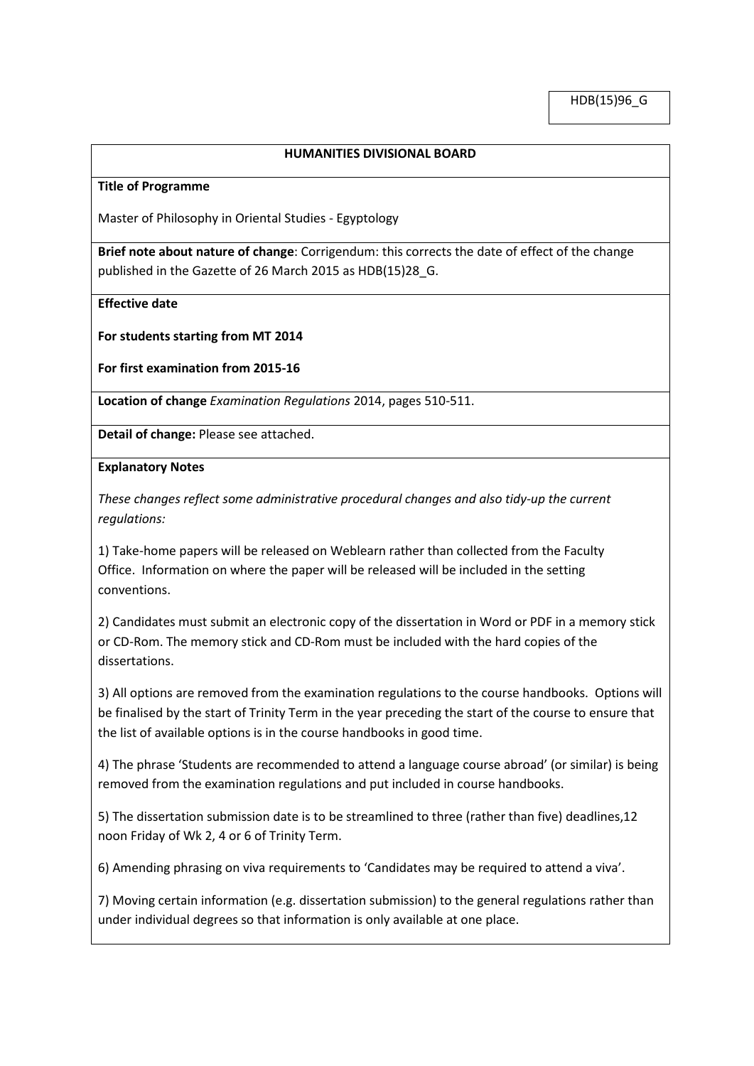HDB(15)96_G

## HUMANITIES DIVISIONAL BOARD

**Title of Programme**

Master of Philosophy in Oriental Studies - Egyptology

**Brief note about nature of change**: Corrigendum: this corrects the date of effect of the change published in the Gazette of 26 March 2015 as HDB(15)28_G.

**Effective date**

**For students starting from MT 2014**

**For first examination from 2015-16**

**Location of change** *Examination Regulations* 2014, pages 510-511.

**Detail of change:** Please see attached.

**Explanatory Notes**

*These changes reflect some administrative procedural changes and also tidy-up the current regulations:*

1) Take-home papers will be released on Weblearn rather than collected from the Faculty Office. Information on where the paper will be released will be included in the setting conventions.

2) Candidates must submit an electronic copy of the dissertation in Word or PDF in a memory stick or CD-Rom. The memory stick and CD-Rom must be included with the hard copies of the dissertations.

3) All options are removed from the examination regulations to the course handbooks. Options will be finalised by the start of Trinity Term in the year preceding the start of the course to ensure that the list of available options is in the course handbooks in good time.

4) The phrase 'Students are recommended to attend a language course abroad' (or similar) is being removed from the examination regulations and put included in course handbooks.

5) The dissertation submission date is to be streamlined to three (rather than five) deadlines,12 noon Friday of Wk 2, 4 or 6 of Trinity Term.

6) Amending phrasing on viva requirements to 'Candidates may be required to attend a viva'.

7) Moving certain information (e.g. dissertation submission) to the general regulations rather than under individual degrees so that information is only available at one place.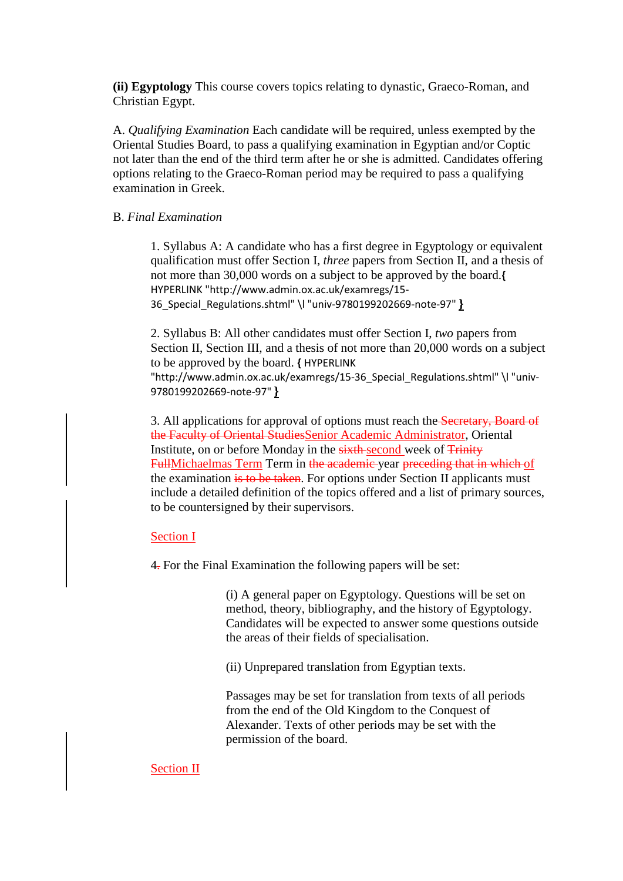**(ii) Egyptology** This course covers topics relating to dynastic, Graeco-Roman, and Christian Egypt.

A. *Qualifying Examination* Each candidate will be required, unless exempted by the Oriental Studies Board, to pass a qualifying examination in Egyptian and/or Coptic not later than the end of the third term after he or she is admitted. Candidates offering options relating to the Graeco-Roman period may be required to pass a qualifying examination in Greek.

B. *Final Examination*

1. Syllabus A: A candidate who has a first degree in Egyptology or equivalent qualification must offer Section I, *three* papers from Section II, and a thesis of not more than 30,000 words on a subject to be approved by the board.{ HYPERLINK "http://www.admin.ox.ac.uk/examregs/15-36_Special_Regulations.shtml" \l "univ-9780199202669-note-97" }

2. Syllabus B: All other candidates must offer Section I, *two* papers from Section II, Section III, and a thesis of not more than 20,000 words on a subject to be approved by the board. { HYPERLINK "http://www.admin.ox.ac.uk/examregs/15-36_Special_Regulations.shtml" \l "univ-9780199202669-note-97" }

3. All applications for approval of options must reach the ~~Secretary, Board of the Faculty of Oriental Studies~~Senior Academic Administrator, Oriental Institute, on or before Monday in the ~~sixth~~ second week of ~~Trinity Full~~Michaelmas Term in ~~the academic~~ year ~~preceding that in which~~ of the examination ~~is to be taken~~. For options under Section II applicants must include a detailed definition of the topics offered and a list of primary sources, to be countersigned by their supervisors.

Section I

4~~.~~ For the Final Examination the following papers will be set:

(i) A general paper on Egyptology. Questions will be set on method, theory, bibliography, and the history of Egyptology. Candidates will be expected to answer some questions outside the areas of their fields of specialisation.

(ii) Unprepared translation from Egyptian texts.

Passages may be set for translation from texts of all periods from the end of the Old Kingdom to the Conquest of Alexander. Texts of other periods may be set with the permission of the board.

Section II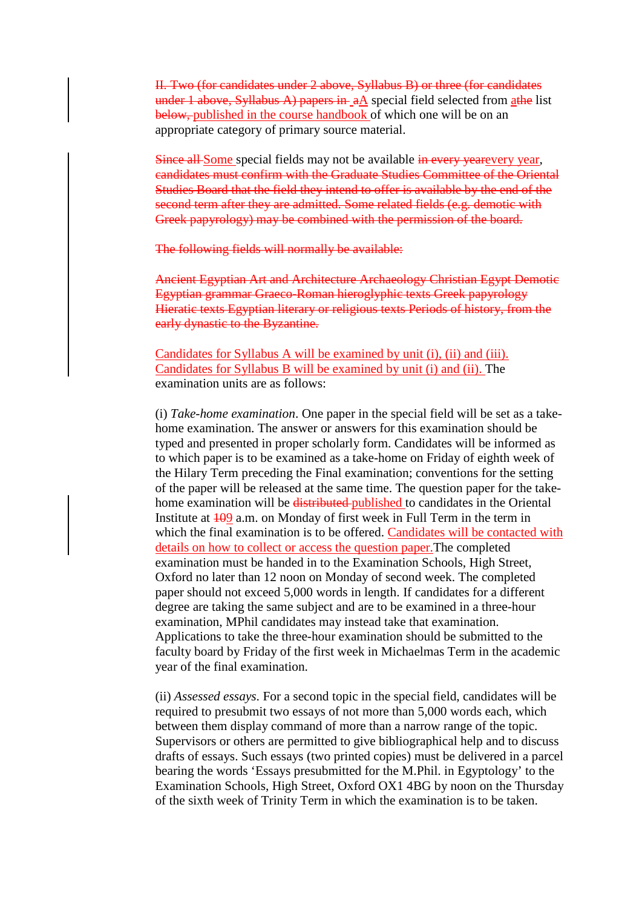~~II. Two (for candidates under 2 above, Syllabus B) or three (for candidates under 1 above, Syllabus A) papers in~~ ~~a~~A special field selected from ~~a~~the list ~~below,~~ published in the course handbook of which one will be on an appropriate category of primary source material.

~~Since all~~ Some special fields may not be available ~~in every year~~every year, ~~candidates must confirm with the Graduate Studies Committee of the Oriental Studies Board that the field they intend to offer is available by the end of the second term after they are admitted. Some related fields (e.g. demotic with Greek papyrology) may be combined with the permission of the board.~~

~~The following fields will normally be available:~~

~~Ancient Egyptian Art and Architecture Archaeology Christian Egypt Demotic Egyptian grammar Graeco-Roman hieroglyphic texts Greek papyrology Hieratic texts Egyptian literary or religious texts Periods of history, from the early dynastic to the Byzantine.~~

Candidates for Syllabus A will be examined by unit (i), (ii) and (iii). Candidates for Syllabus B will be examined by unit (i) and (ii). The examination units are as follows:

(i) *Take-home examination*. One paper in the special field will be set as a take-home examination. The answer or answers for this examination should be typed and presented in proper scholarly form. Candidates will be informed as to which paper is to be examined as a take-home on Friday of eighth week of the Hilary Term preceding the Final examination; conventions for the setting of the paper will be released at the same time. The question paper for the take-home examination will be ~~distributed~~ published to candidates in the Oriental Institute at ~~10~~9 a.m. on Monday of first week in Full Term in the term in which the final examination is to be offered. Candidates will be contacted with details on how to collect or access the question paper. The completed examination must be handed in to the Examination Schools, High Street, Oxford no later than 12 noon on Monday of second week. The completed paper should not exceed 5,000 words in length. If candidates for a different degree are taking the same subject and are to be examined in a three-hour examination, MPhil candidates may instead take that examination. Applications to take the three-hour examination should be submitted to the faculty board by Friday of the first week in Michaelmas Term in the academic year of the final examination.

(ii) *Assessed essays*. For a second topic in the special field, candidates will be required to presubmit two essays of not more than 5,000 words each, which between them display command of more than a narrow range of the topic. Supervisors or others are permitted to give bibliographical help and to discuss drafts of essays. Such essays (two printed copies) must be delivered in a parcel bearing the words 'Essays presubmitted for the M.Phil. in Egyptology' to the Examination Schools, High Street, Oxford OX1 4BG by noon on the Thursday of the sixth week of Trinity Term in which the examination is to be taken.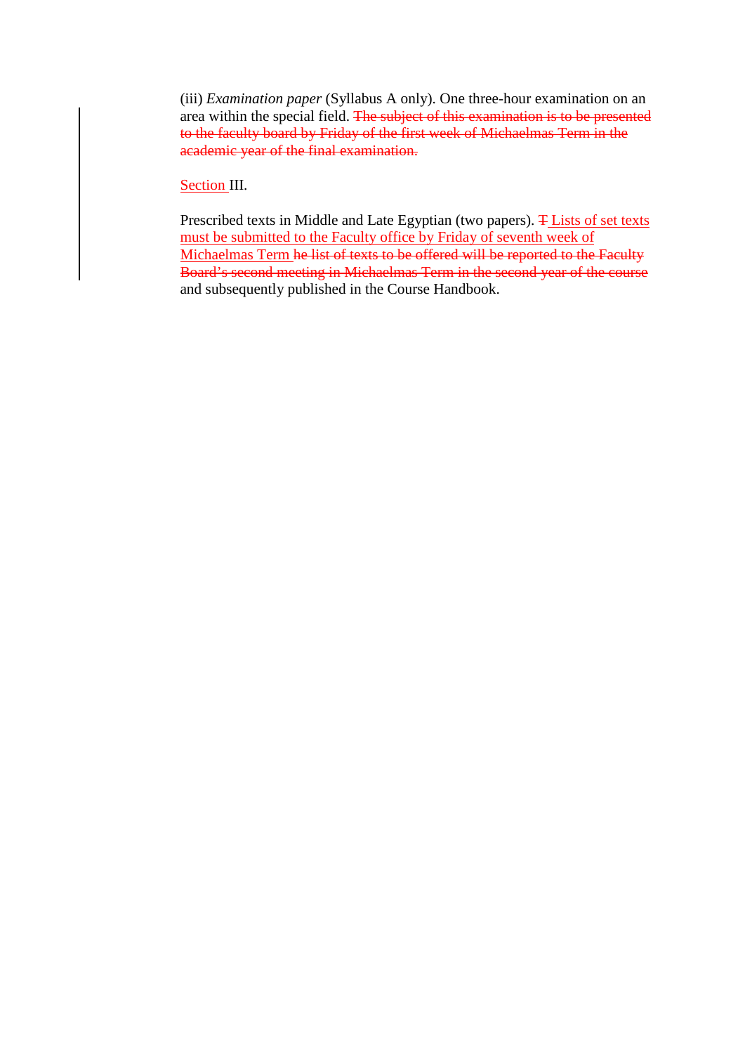(iii) *Examination paper* (Syllabus A only). One three-hour examination on an area within the special field. ~~The subject of this examination is to be presented to the faculty board by Friday of the first week of Michaelmas Term in the academic year of the final examination.~~

Section III.

Prescribed texts in Middle and Late Egyptian (two papers). ~~T~~ Lists of set texts must be submitted to the Faculty office by Friday of seventh week of Michaelmas Term ~~he list of texts to be offered will be reported to the Faculty Board's second meeting in Michaelmas Term in the second year of the course~~ and subsequently published in the Course Handbook.